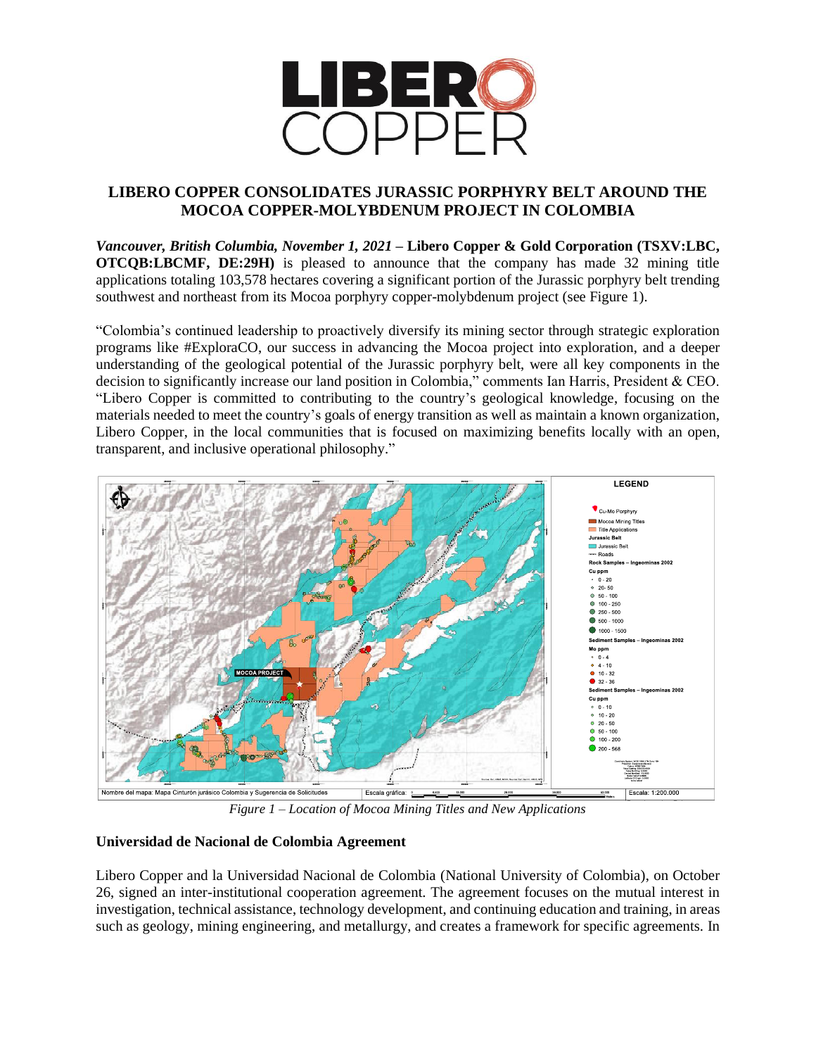# LIBERO COPPER CONSOLIDATES JURASSIC PORPHYRY BELT AROUND THE MOCOA COPPER-MOLYBDENUM PROJECT IN COLOMBIA

***Vancouver, British Columbia, November 1, 2021*** – **Libero Copper & Gold Corporation (TSXV:LBC, OTCQB:LBCMF, DE:29H)** is pleased to announce that the company has made 32 mining title applications totaling 103,578 hectares covering a significant portion of the Jurassic porphyry belt trending southwest and northeast from its Mocoa porphyry copper-molybdenum project (see Figure 1).

"Colombia's continued leadership to proactively diversify its mining sector through strategic exploration programs like #ExploraCO, our success in advancing the Mocoa project into exploration, and a deeper understanding of the geological potential of the Jurassic porphyry belt, were all key components in the decision to significantly increase our land position in Colombia," comments Ian Harris, President & CEO. "Libero Copper is committed to contributing to the country's geological knowledge, focusing on the materials needed to meet the country's goals of energy transition as well as maintain a known organization, Libero Copper, in the local communities that is focused on maximizing benefits locally with an open, transparent, and inclusive operational philosophy."

*Figure 1 – Location of Mocoa Mining Titles and New Applications*

### Universidad de Nacional de Colombia Agreement

Libero Copper and la Universidad Nacional de Colombia (National University of Colombia), on October 26, signed an inter-institutional cooperation agreement. The agreement focuses on the mutual interest in investigation, technical assistance, technology development, and continuing education and training, in areas such as geology, mining engineering, and metallurgy, and creates a framework for specific agreements. In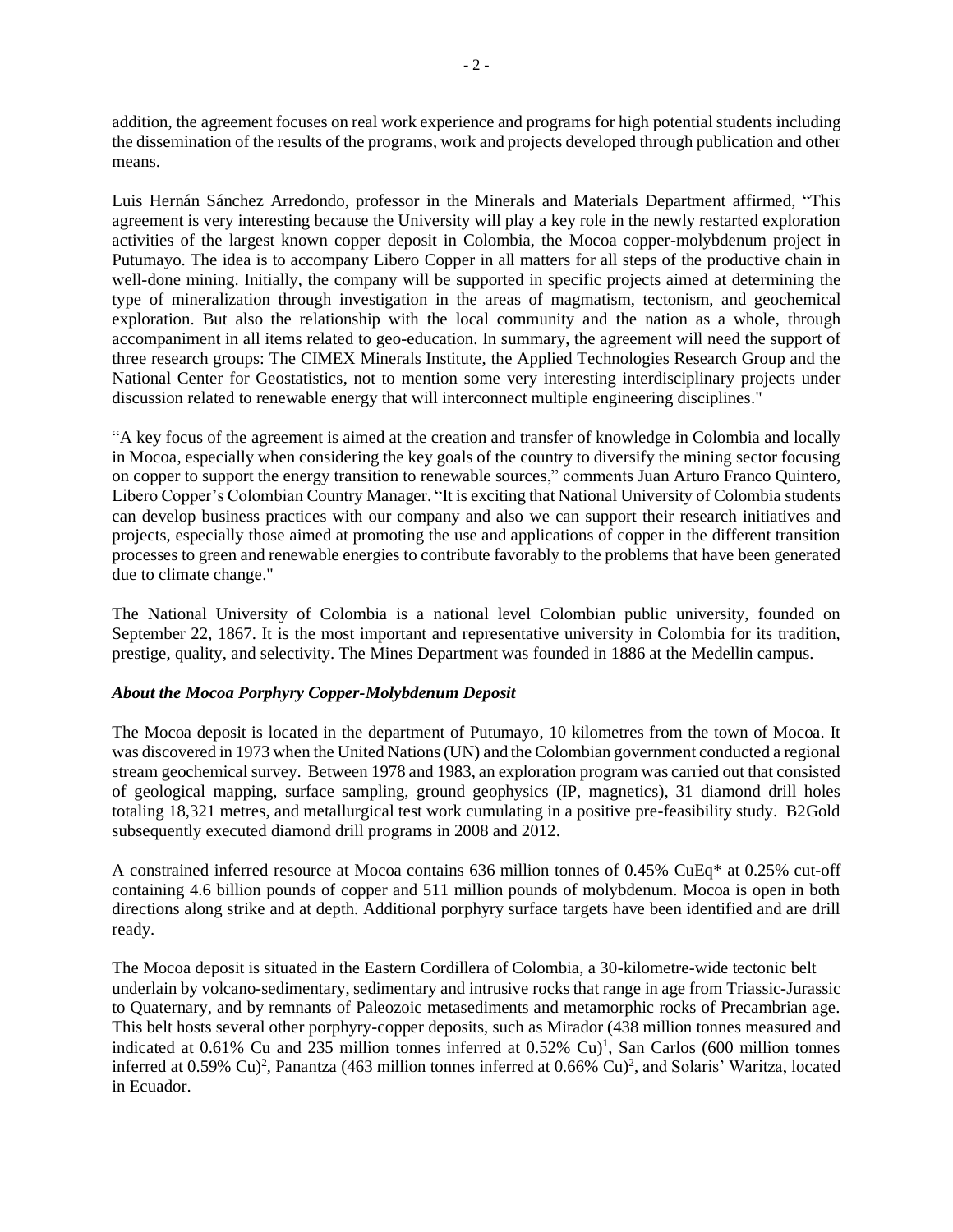addition, the agreement focuses on real work experience and programs for high potential students including the dissemination of the results of the programs, work and projects developed through publication and other means.

Luis Hernán Sánchez Arredondo, professor in the Minerals and Materials Department affirmed, "This agreement is very interesting because the University will play a key role in the newly restarted exploration activities of the largest known copper deposit in Colombia, the Mocoa copper-molybdenum project in Putumayo. The idea is to accompany Libero Copper in all matters for all steps of the productive chain in well-done mining. Initially, the company will be supported in specific projects aimed at determining the type of mineralization through investigation in the areas of magmatism, tectonism, and geochemical exploration. But also the relationship with the local community and the nation as a whole, through accompaniment in all items related to geo-education. In summary, the agreement will need the support of three research groups: The CIMEX Minerals Institute, the Applied Technologies Research Group and the National Center for Geostatistics, not to mention some very interesting interdisciplinary projects under discussion related to renewable energy that will interconnect multiple engineering disciplines."

"A key focus of the agreement is aimed at the creation and transfer of knowledge in Colombia and locally in Mocoa, especially when considering the key goals of the country to diversify the mining sector focusing on copper to support the energy transition to renewable sources," comments Juan Arturo Franco Quintero, Libero Copper's Colombian Country Manager. "It is exciting that National University of Colombia students can develop business practices with our company and also we can support their research initiatives and projects, especially those aimed at promoting the use and applications of copper in the different transition processes to green and renewable energies to contribute favorably to the problems that have been generated due to climate change."

The National University of Colombia is a national level Colombian public university, founded on September 22, 1867. It is the most important and representative university in Colombia for its tradition, prestige, quality, and selectivity. The Mines Department was founded in 1886 at the Medellin campus.

***About the Mocoa Porphyry Copper-Molybdenum Deposit***

The Mocoa deposit is located in the department of Putumayo, 10 kilometres from the town of Mocoa. It was discovered in 1973 when the United Nations (UN) and the Colombian government conducted a regional stream geochemical survey. Between 1978 and 1983, an exploration program was carried out that consisted of geological mapping, surface sampling, ground geophysics (IP, magnetics), 31 diamond drill holes totaling 18,321 metres, and metallurgical test work cumulating in a positive pre-feasibility study. B2Gold subsequently executed diamond drill programs in 2008 and 2012.

A constrained inferred resource at Mocoa contains 636 million tonnes of 0.45% CuEq* at 0.25% cut-off containing 4.6 billion pounds of copper and 511 million pounds of molybdenum. Mocoa is open in both directions along strike and at depth. Additional porphyry surface targets have been identified and are drill ready.

The Mocoa deposit is situated in the Eastern Cordillera of Colombia, a 30-kilometre-wide tectonic belt underlain by volcano-sedimentary, sedimentary and intrusive rocks that range in age from Triassic-Jurassic to Quaternary, and by remnants of Paleozoic metasediments and metamorphic rocks of Precambrian age. This belt hosts several other porphyry-copper deposits, such as Mirador (438 million tonnes measured and indicated at 0.61% Cu and 235 million tonnes inferred at 0.52% Cu)[1], San Carlos (600 million tonnes inferred at 0.59% Cu)[2], Panantza (463 million tonnes inferred at 0.66% Cu)[2], and Solaris' Waritza, located in Ecuador.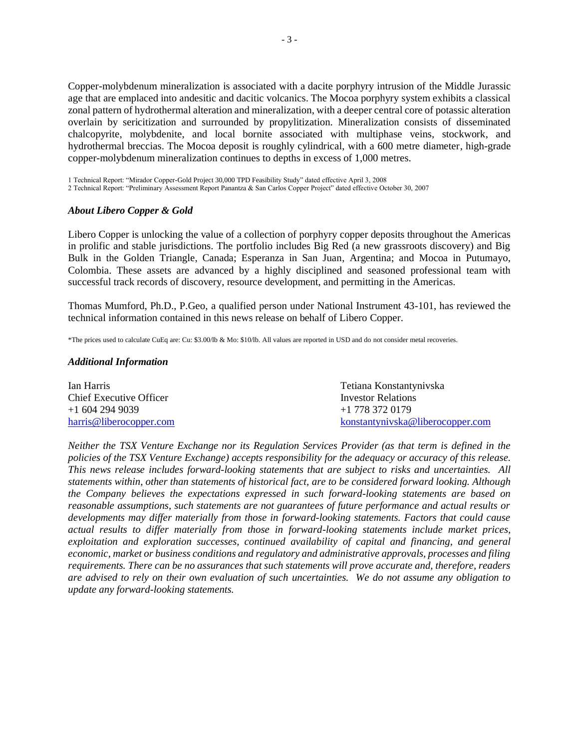Copper-molybdenum mineralization is associated with a dacite porphyry intrusion of the Middle Jurassic age that are emplaced into andesitic and dacitic volcanics. The Mocoa porphyry system exhibits a classical zonal pattern of hydrothermal alteration and mineralization, with a deeper central core of potassic alteration overlain by sericitization and surrounded by propylitization. Mineralization consists of disseminated chalcopyrite, molybdenite, and local bornite associated with multiphase veins, stockwork, and hydrothermal breccias. The Mocoa deposit is roughly cylindrical, with a 600 metre diameter, high-grade copper-molybdenum mineralization continues to depths in excess of 1,000 metres.

1 Technical Report: "Mirador Copper-Gold Project 30,000 TPD Feasibility Study" dated effective April 3, 2008
2 Technical Report: "Preliminary Assessment Report Panantza & San Carlos Copper Project" dated effective October 30, 2007

### *About Libero Copper & Gold*

Libero Copper is unlocking the value of a collection of porphyry copper deposits throughout the Americas in prolific and stable jurisdictions. The portfolio includes Big Red (a new grassroots discovery) and Big Bulk in the Golden Triangle, Canada; Esperanza in San Juan, Argentina; and Mocoa in Putumayo, Colombia. These assets are advanced by a highly disciplined and seasoned professional team with successful track records of discovery, resource development, and permitting in the Americas.

Thomas Mumford, Ph.D., P.Geo, a qualified person under National Instrument 43-101, has reviewed the technical information contained in this news release on behalf of Libero Copper.

*The prices used to calculate CuEq are: Cu: $3.00/lb & Mo: $10/lb. All values are reported in USD and do not consider metal recoveries.

### *Additional Information*

Ian Harris
Chief Executive Officer
+1 604 294 9039
harris@liberocopper.com

Tetiana Konstantynivska
Investor Relations
+1 778 372 0179
konstantynivska@liberocopper.com

*Neither the TSX Venture Exchange nor its Regulation Services Provider (as that term is defined in the policies of the TSX Venture Exchange) accepts responsibility for the adequacy or accuracy of this release. This news release includes forward-looking statements that are subject to risks and uncertainties. All statements within, other than statements of historical fact, are to be considered forward looking. Although the Company believes the expectations expressed in such forward-looking statements are based on reasonable assumptions, such statements are not guarantees of future performance and actual results or developments may differ materially from those in forward-looking statements. Factors that could cause actual results to differ materially from those in forward-looking statements include market prices, exploitation and exploration successes, continued availability of capital and financing, and general economic, market or business conditions and regulatory and administrative approvals, processes and filing requirements. There can be no assurances that such statements will prove accurate and, therefore, readers are advised to rely on their own evaluation of such uncertainties. We do not assume any obligation to update any forward-looking statements.*